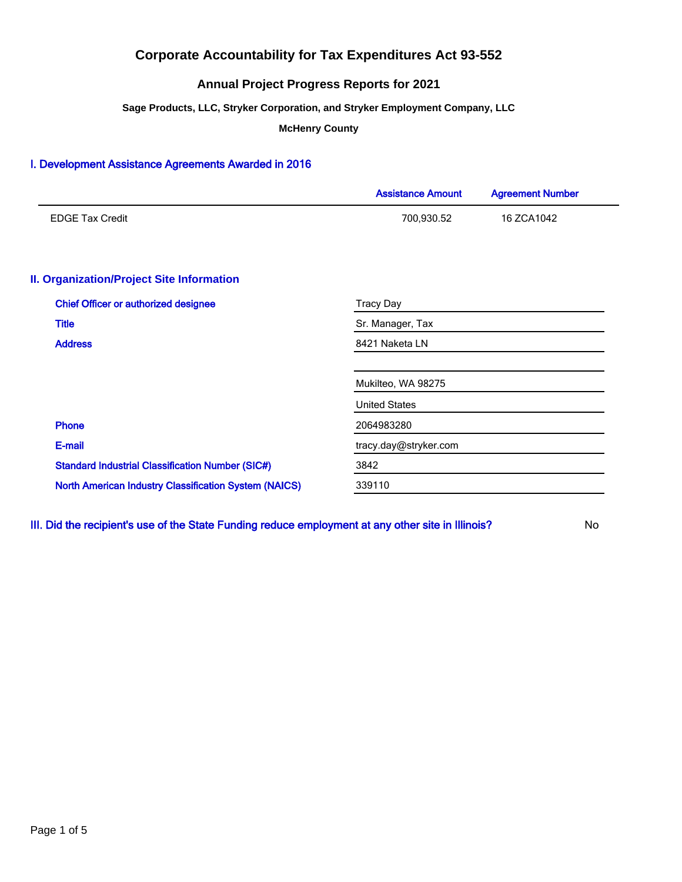# Corporate Accountability for Tax Expenditures Act 93-552

## Annual Project Progress Reports for 2021

### Sage Products, LLC, Stryker Corporation, and Stryker Employment Company, LLC

### McHenry County

## I. Development Assistance Agreements Awarded in 2016

| | Assistance Amount | Agreement Number |
|---|---|---|
| EDGE Tax Credit | 700,930.52 | 16 ZCA1042 |

## II. Organization/Project Site Information

| | |
|---|---|
| Chief Officer or authorized designee | Tracy Day |
| Title | Sr. Manager, Tax |
| Address | 8421 Naketa LN |
| | |
| | Mukilteo, WA 98275 |
| | United States |
| Phone | 2064983280 |
| E-mail | tracy.day@stryker.com |
| Standard Industrial Classification Number (SIC#) | 3842 |
| North American Industry Classification System (NAICS) | 339110 |

## III. Did the recipient's use of the State Funding reduce employment at any other site in Illinois?

No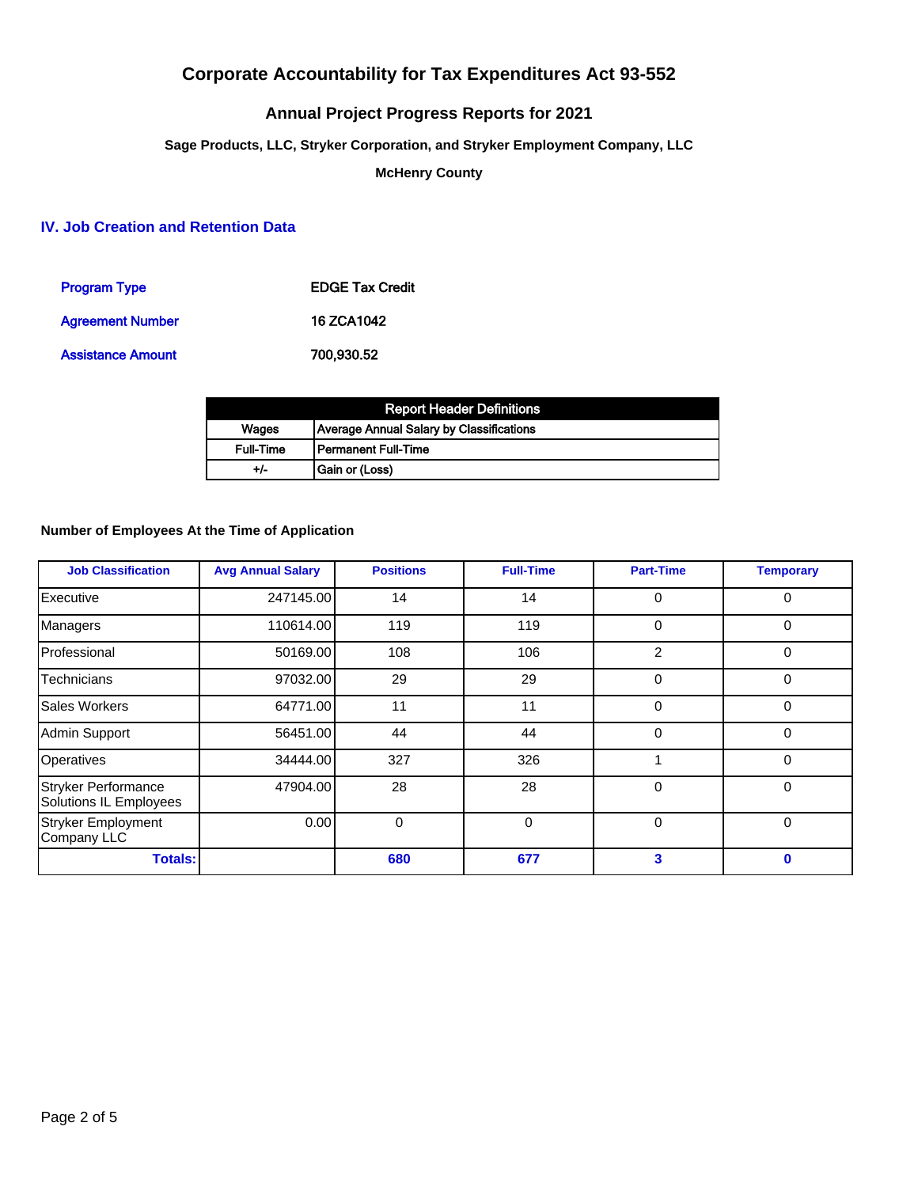# Corporate Accountability for Tax Expenditures Act 93-552

## Annual Project Progress Reports for 2021

### Sage Products, LLC, Stryker Corporation, and Stryker Employment Company, LLC

### McHenry County

## IV. Job Creation and Retention Data

| | |
|---|---|
| **Program Type** | **EDGE Tax Credit** |
| **Agreement Number** | **16 ZCA1042** |
| **Assistance Amount** | **700,930.52** |

| Report Header Definitions | |
|---|---|
| Wages | Average Annual Salary by Classifications |
| Full-Time | Permanent Full-Time |
| +/- | Gain or (Loss) |

**Number of Employees At the Time of Application**

| Job Classification | Avg Annual Salary | Positions | Full-Time | Part-Time | Temporary |
|---|---|---|---|---|---|
| Executive | 247145.00 | 14 | 14 | 0 | 0 |
| Managers | 110614.00 | 119 | 119 | 0 | 0 |
| Professional | 50169.00 | 108 | 106 | 2 | 0 |
| Technicians | 97032.00 | 29 | 29 | 0 | 0 |
| Sales Workers | 64771.00 | 11 | 11 | 0 | 0 |
| Admin Support | 56451.00 | 44 | 44 | 0 | 0 |
| Operatives | 34444.00 | 327 | 326 | 1 | 0 |
| Stryker Performance Solutions IL Employees | 47904.00 | 28 | 28 | 0 | 0 |
| Stryker Employment Company LLC | 0.00 | 0 | 0 | 0 | 0 |
| **Totals:** | | **680** | **677** | **3** | **0** |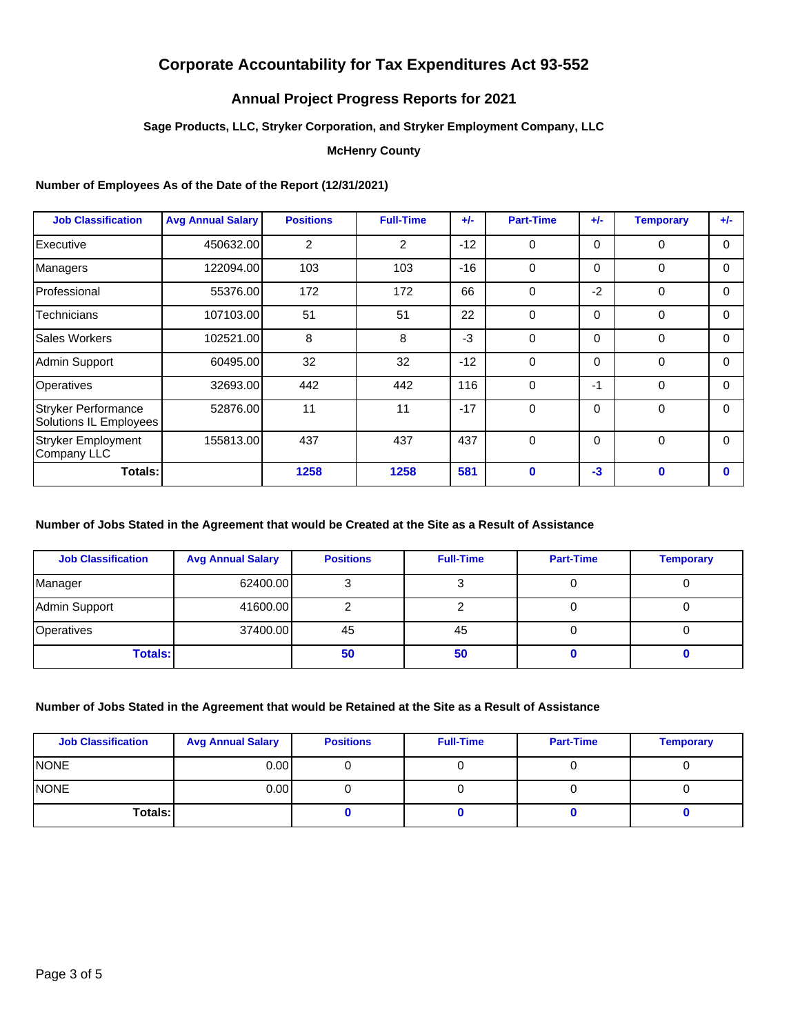# Corporate Accountability for Tax Expenditures Act 93-552

## Annual Project Progress Reports for 2021

### Sage Products, LLC, Stryker Corporation, and Stryker Employment Company, LLC

**McHenry County**

**Number of Employees As of the Date of the Report (12/31/2021)**

| Job Classification | Avg Annual Salary | Positions | Full-Time | +/- | Part-Time | +/- | Temporary | +/- |
|---|---|---|---|---|---|---|---|---|
| Executive | 450632.00 | 2 | 2 | -12 | 0 | 0 | 0 | 0 |
| Managers | 122094.00 | 103 | 103 | -16 | 0 | 0 | 0 | 0 |
| Professional | 55376.00 | 172 | 172 | 66 | 0 | -2 | 0 | 0 |
| Technicians | 107103.00 | 51 | 51 | 22 | 0 | 0 | 0 | 0 |
| Sales Workers | 102521.00 | 8 | 8 | -3 | 0 | 0 | 0 | 0 |
| Admin Support | 60495.00 | 32 | 32 | -12 | 0 | 0 | 0 | 0 |
| Operatives | 32693.00 | 442 | 442 | 116 | 0 | -1 | 0 | 0 |
| Stryker Performance Solutions IL Employees | 52876.00 | 11 | 11 | -17 | 0 | 0 | 0 | 0 |
| Stryker Employment Company LLC | 155813.00 | 437 | 437 | 437 | 0 | 0 | 0 | 0 |
| **Totals:** | | **1258** | **1258** | **581** | **0** | **-3** | **0** | **0** |

**Number of Jobs Stated in the Agreement that would be Created at the Site as a Result of Assistance**

| Job Classification | Avg Annual Salary | Positions | Full-Time | Part-Time | Temporary |
|---|---|---|---|---|---|
| Manager | 62400.00 | 3 | 3 | 0 | 0 |
| Admin Support | 41600.00 | 2 | 2 | 0 | 0 |
| Operatives | 37400.00 | 45 | 45 | 0 | 0 |
| **Totals:** | | **50** | **50** | **0** | **0** |

**Number of Jobs Stated in the Agreement that would be Retained at the Site as a Result of Assistance**

| Job Classification | Avg Annual Salary | Positions | Full-Time | Part-Time | Temporary |
|---|---|---|---|---|---|
| NONE | 0.00 | 0 | 0 | 0 | 0 |
| NONE | 0.00 | 0 | 0 | 0 | 0 |
| **Totals:** | | **0** | **0** | **0** | **0** |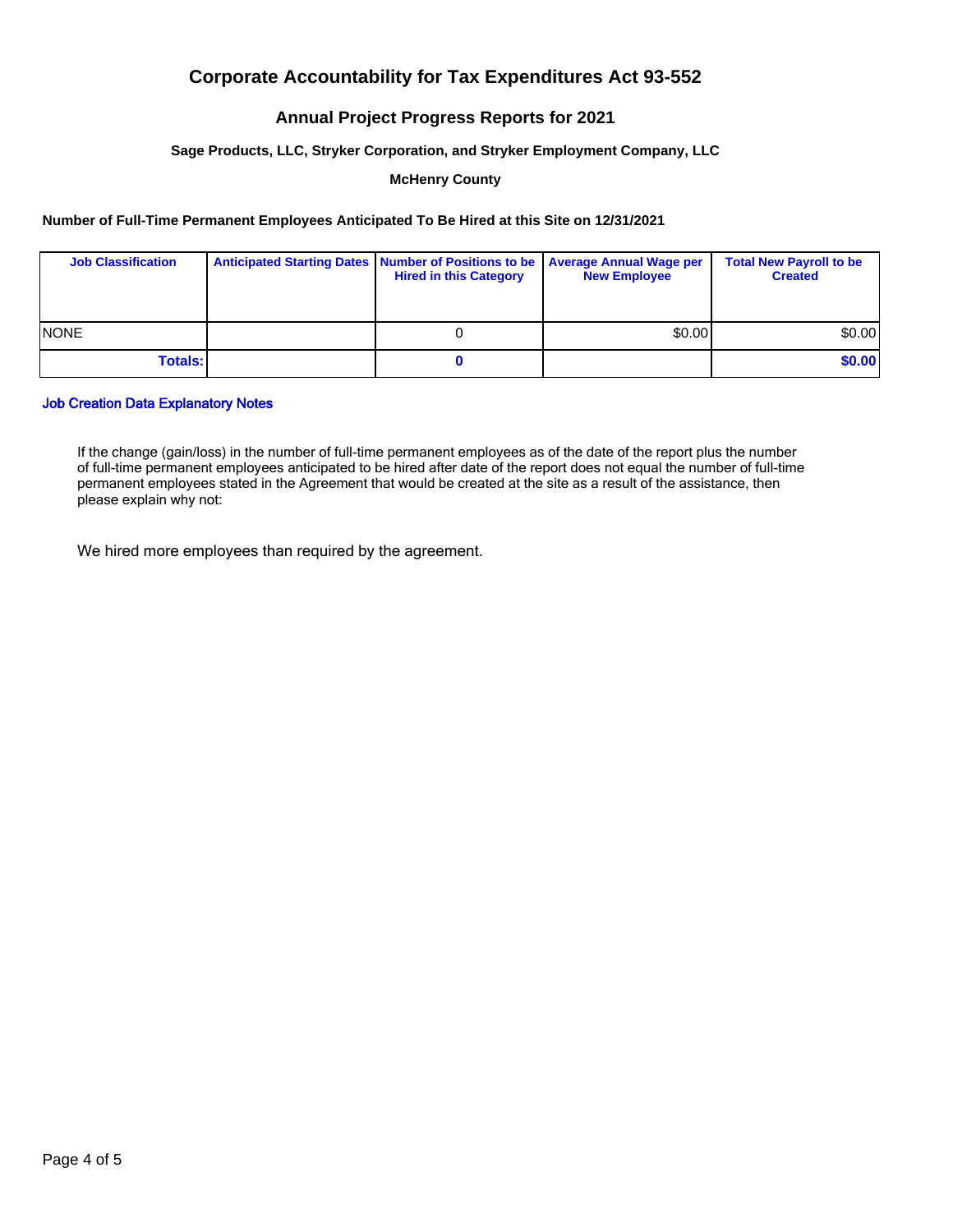# Corporate Accountability for Tax Expenditures Act 93-552

## Annual Project Progress Reports for 2021

### Sage Products, LLC, Stryker Corporation, and Stryker Employment Company, LLC

**McHenry County**

**Number of Full-Time Permanent Employees Anticipated To Be Hired at this Site on 12/31/2021**

| Job Classification | Anticipated Starting Dates | Number of Positions to be Hired in this Category | Average Annual Wage per New Employee | Total New Payroll to be Created |
|---|---|---|---|---|
| NONE | | 0 | $0.00 | $0.00 |
| **Totals:** | | **0** | | **$0.00** |

**Job Creation Data Explanatory Notes**

If the change (gain/loss) in the number of full-time permanent employees as of the date of the report plus the number of full-time permanent employees anticipated to be hired after date of the report does not equal the number of full-time permanent employees stated in the Agreement that would be created at the site as a result of the assistance, then please explain why not:

We hired more employees than required by the agreement.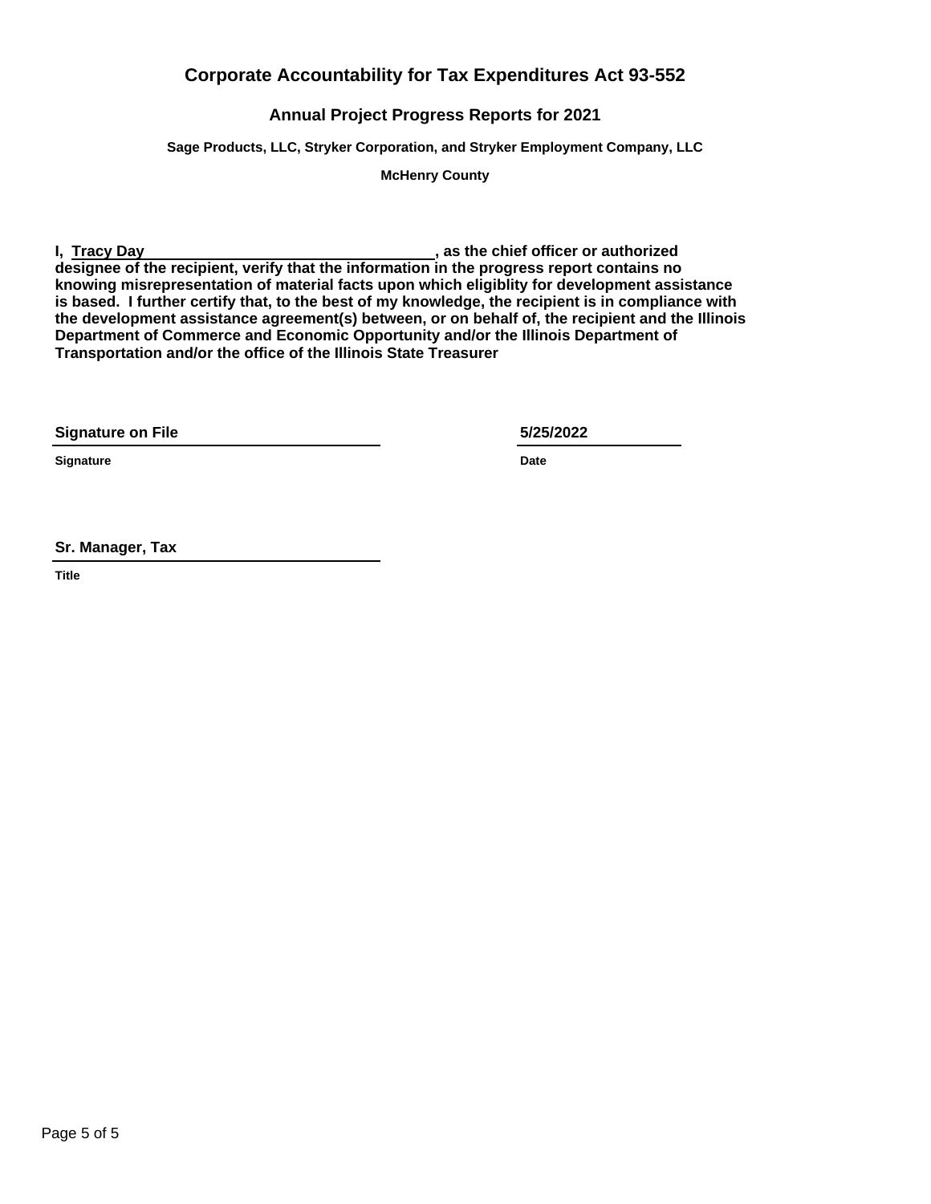# Corporate Accountability for Tax Expenditures Act 93-552

## Annual Project Progress Reports for 2021

**Sage Products, LLC, Stryker Corporation, and Stryker Employment Company, LLC**

**McHenry County**

**I, Tracy Day, as the chief officer or authorized designee of the recipient, verify that the information in the progress report contains no knowing misrepresentation of material facts upon which eligiblity for development assistance is based. I further certify that, to the best of my knowledge, the recipient is in compliance with the development assistance agreement(s) between, or on behalf of, the recipient and the Illinois Department of Commerce and Economic Opportunity and/or the Illinois Department of Transportation and/or the office of the Illinois State Treasurer**

**Signature on File**
**Signature**

**5/25/2022**
**Date**

**Sr. Manager, Tax**
**Title**